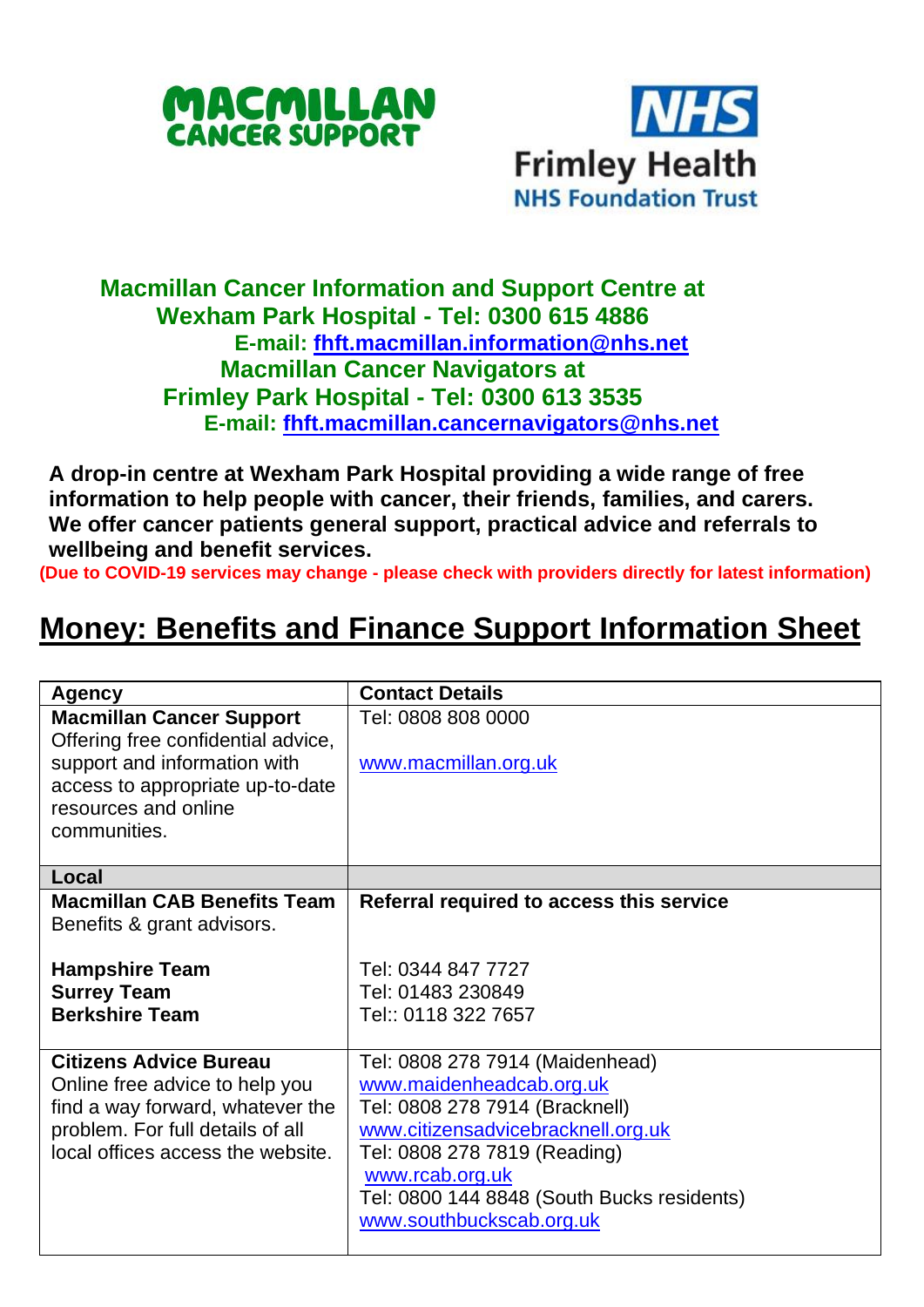MACMILLAN CANCER SUPPORT

NHS Frimley Health NHS Foundation Trust

**Macmillan Cancer Information and Support Centre at Wexham Park Hospital - Tel: 0300 615 4886**
**E-mail: fhft.macmillan.information@nhs.net**
**Macmillan Cancer Navigators at Frimley Park Hospital - Tel: 0300 613 3535**
**E-mail: fhft.macmillan.cancernavigators@nhs.net**

**A drop-in centre at Wexham Park Hospital providing a wide range of free information to help people with cancer, their friends, families, and carers. We offer cancer patients general support, practical advice and referrals to wellbeing and benefit services.**

**(Due to COVID-19 services may change - please check with providers directly for latest information)**

# Money: Benefits and Finance Support Information Sheet

| Agency | Contact Details |
|---|---|
| **Macmillan Cancer Support** Offering free confidential advice, support and information with access to appropriate up-to-date resources and online communities. | Tel: 0808 808 0000<br><br>www.macmillan.org.uk |
| **Local** | |
| **Macmillan CAB Benefits Team** Benefits & grant advisors.<br><br>**Hampshire Team**<br>**Surrey Team**<br>**Berkshire Team** | **Referral required to access this service**<br><br>Tel: 0344 847 7727<br>Tel: 01483 230849<br>Tel:: 0118 322 7657 |
| **Citizens Advice Bureau** Online free advice to help you find a way forward, whatever the problem. For full details of all local offices access the website. | Tel: 0808 278 7914 (Maidenhead)<br>www.maidenheadcab.org.uk<br>Tel: 0808 278 7914 (Bracknell)<br>www.citizensadvicebracknell.org.uk<br>Tel: 0808 278 7819 (Reading)<br>www.rcab.org.uk<br>Tel: 0800 144 8848 (South Bucks residents)<br>www.southbuckscab.org.uk |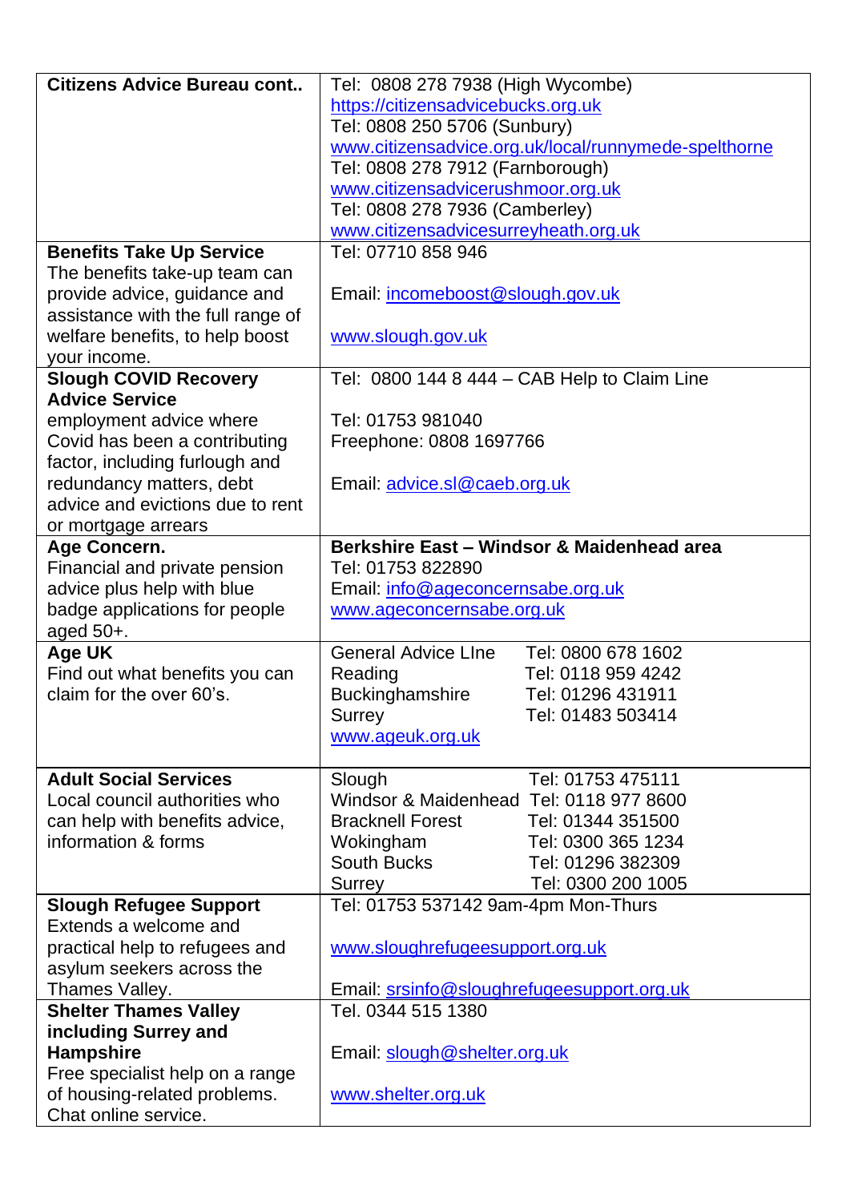| | |
|---|---|
| **Citizens Advice Bureau cont..** | Tel: 0808 278 7938 (High Wycombe)<br>https://citizensadvicebucks.org.uk<br>Tel: 0808 250 5706 (Sunbury)<br>www.citizensadvice.org.uk/local/runnymede-spelthorne<br>Tel: 0808 278 7912 (Farnborough)<br>www.citizensadvicerushmoor.org.uk<br>Tel: 0808 278 7936 (Camberley)<br>www.citizensadvicesurreyheath.org.uk |
| **Benefits Take Up Service**<br>The benefits take-up team can provide advice, guidance and assistance with the full range of welfare benefits, to help boost your income. | Tel: 07710 858 946<br><br>Email: incomeboost@slough.gov.uk<br><br>www.slough.gov.uk |
| **Slough COVID Recovery Advice Service**<br>employment advice where Covid has been a contributing factor, including furlough and redundancy matters, debt advice and evictions due to rent or mortgage arrears | Tel: 0800 144 8 444 – CAB Help to Claim Line<br><br>Tel: 01753 981040<br>Freephone: 0808 1697766<br><br>Email: advice.sl@caeb.org.uk |
| **Age Concern.**<br>Financial and private pension advice plus help with blue badge applications for people aged 50+. | **Berkshire East – Windsor & Maidenhead area**<br>Tel: 01753 822890<br>Email: info@ageconcernsabe.org.uk<br>www.ageconcernsabe.org.uk |
| **Age UK**<br>Find out what benefits you can claim for the over 60's. | General Advice LIne Tel: 0800 678 1602<br>Reading Tel: 0118 959 4242<br>Buckinghamshire Tel: 01296 431911<br>Surrey Tel: 01483 503414<br>www.ageuk.org.uk |
| **Adult Social Services**<br>Local council authorities who can help with benefits advice, information & forms | Slough Tel: 01753 475111<br>Windsor & Maidenhead Tel: 0118 977 8600<br>Bracknell Forest Tel: 01344 351500<br>Wokingham Tel: 0300 365 1234<br>South Bucks Tel: 01296 382309<br>Surrey Tel: 0300 200 1005 |
| **Slough Refugee Support**<br>Extends a welcome and practical help to refugees and asylum seekers across the Thames Valley. | Tel: 01753 537142 9am-4pm Mon-Thurs<br><br>www.sloughrefugeesupport.org.uk<br><br>Email: srsinfo@sloughrefugeesupport.org.uk |
| **Shelter Thames Valley including Surrey and Hampshire**<br>Free specialist help on a range of housing-related problems. Chat online service. | Tel. 0344 515 1380<br><br>Email: slough@shelter.org.uk<br><br>www.shelter.org.uk |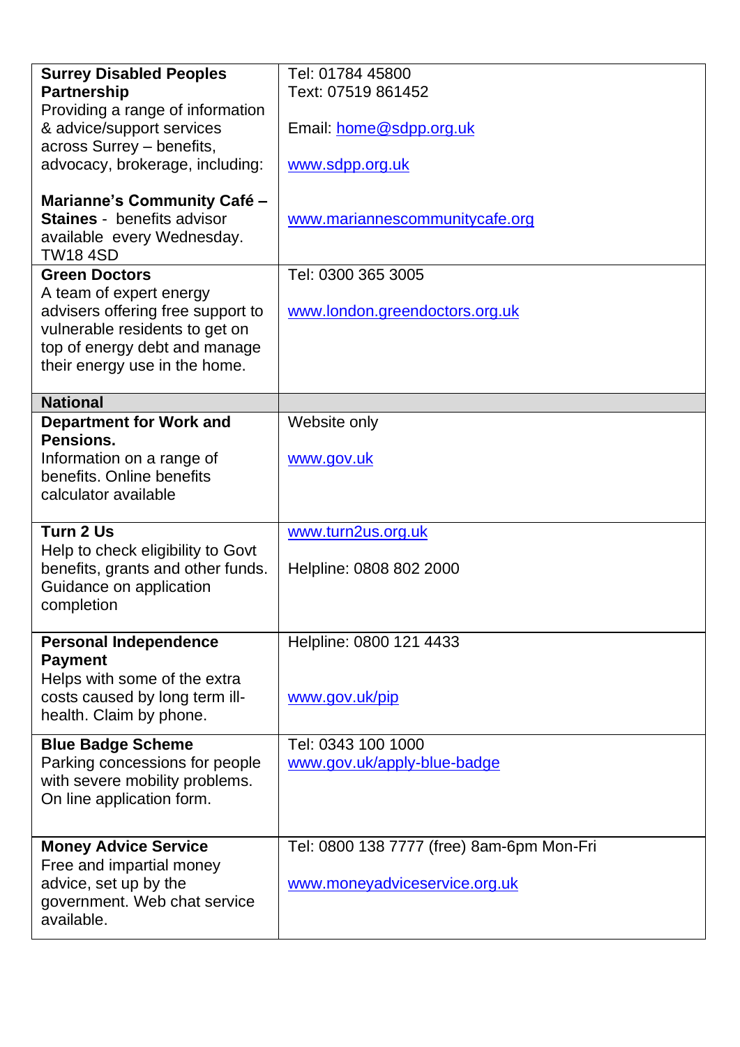| | |
|---|---|
| **Surrey Disabled Peoples Partnership**<br>Providing a range of information & advice/support services across Surrey – benefits, advocacy, brokerage, including:<br><br>**Marianne's Community Café – Staines** - benefits advisor available every Wednesday. TW18 4SD | Tel: 01784 45800<br>Text: 07519 861452<br><br>Email: home@sdpp.org.uk<br><br>www.sdpp.org.uk<br><br>www.mariannescommunitycafe.org |
| **Green Doctors**<br>A team of expert energy advisers offering free support to vulnerable residents to get on top of energy debt and manage their energy use in the home. | Tel: 0300 365 3005<br><br>www.london.greendoctors.org.uk |
| **National** | |
| **Department for Work and Pensions.**<br>Information on a range of benefits. Online benefits calculator available | Website only<br><br>www.gov.uk |
| **Turn 2 Us**<br>Help to check eligibility to Govt benefits, grants and other funds. Guidance on application completion | www.turn2us.org.uk<br><br>Helpline: 0808 802 2000 |
| **Personal Independence Payment**<br>Helps with some of the extra costs caused by long term ill-health. Claim by phone. | Helpline: 0800 121 4433<br><br>www.gov.uk/pip |
| **Blue Badge Scheme**<br>Parking concessions for people with severe mobility problems. On line application form. | Tel: 0343 100 1000<br>www.gov.uk/apply-blue-badge |
| **Money Advice Service**<br>Free and impartial money advice, set up by the government. Web chat service available. | Tel: 0800 138 7777 (free) 8am-6pm Mon-Fri<br><br>www.moneyadviceservice.org.uk |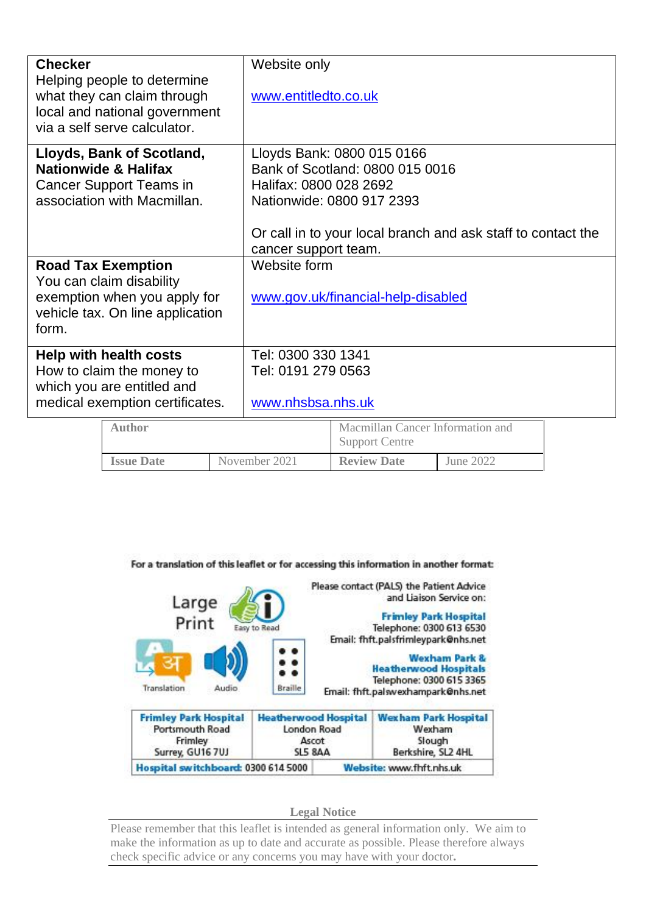| | |
|---|---|
| **Checker**<br>Helping people to determine what they can claim through local and national government via a self serve calculator. | Website only<br><br>www.entitledto.co.uk |
| **Lloyds, Bank of Scotland, Nationwide & Halifax**<br>Cancer Support Teams in association with Macmillan. | Lloyds Bank: 0800 015 0166<br>Bank of Scotland: 0800 015 0016<br>Halifax: 0800 028 2692<br>Nationwide: 0800 917 2393<br><br>Or call in to your local branch and ask staff to contact the cancer support team. |
| **Road Tax Exemption**<br>You can claim disability exemption when you apply for vehicle tax. On line application form. | Website form<br><br>www.gov.uk/financial-help-disabled |
| **Help with health costs**<br>How to claim the money to which you are entitled and medical exemption certificates. | Tel: 0300 330 1341<br>Tel: 0191 279 0563<br><br>www.nhsbsa.nhs.uk |

| | | | |
|---|---|---|---|
| **Author** | | Macmillan Cancer Information and Support Centre | |
| **Issue Date** | November 2021 | **Review Date** | June 2022 |

For a translation of this leaflet or for accessing this information in another format:

Large Print | Easy to Read | Translation | Audio | Braille

Please contact (PALS) the Patient Advice and Liaison Service on:

**Frimley Park Hospital**
Telephone: 0300 613 6530
Email: fhft.palsfrimleypark@nhs.net

**Wexham Park & Heatherwood Hospitals**
Telephone: 0300 615 3365
Email: fhft.palswexhampark@nhs.net

| | | |
|---|---|---|
| **Frimley Park Hospital**<br>Portsmouth Road<br>Frimley<br>Surrey, GU16 7UJ | **Heatherwood Hospital**<br>London Road<br>Ascot<br>SL5 8AA | **Wexham Park Hospital**<br>Wexham<br>Slough<br>Berkshire, SL2 4HL |
| **Hospital switchboard:** 0300 614 5000 | **Website:** www.fhft.nhs.uk | |

**Legal Notice**

Please remember that this leaflet is intended as general information only. We aim to make the information as up to date and accurate as possible. Please therefore always check specific advice or any concerns you may have with your doctor.